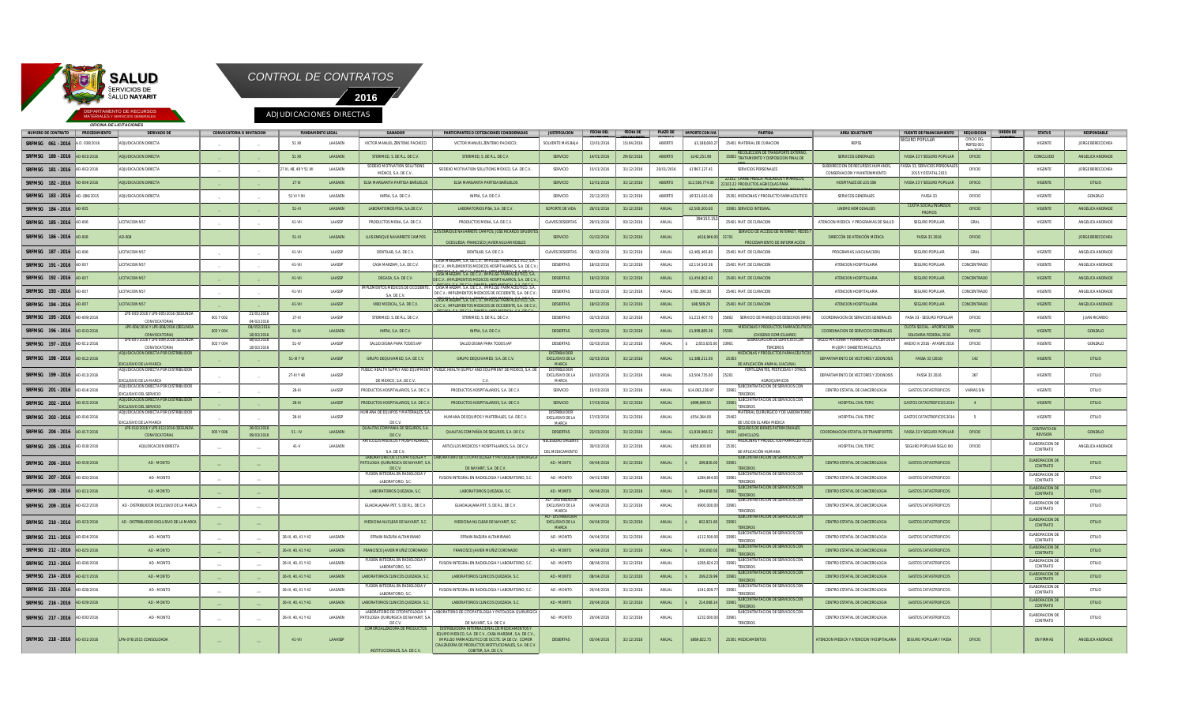# SALUD SERVICIOS DE SALUD NAYARIT

DEPARTAMENTO DE RECURSOS MATERIALES Y SERVICIOS GENERALES
OFICINA DE LICITACIONES

## CONTROL DE CONTRATOS

2016

ADJUDICACIONES DIRECTAS

| NUMERO DE CONTRATO | PROCEDIMIENTO | DERIVADO DE | CONVOCATORIA O INVITACION | | FUNDAMENTO LEGAL | | GANADOR | PARTICIPANTES O COTIZACIONES CONSIDERADAS | JUSTIFICACION | FECHA DEL | FECHA DE | PLAZO DE | IMPORTE CON IVA | PARTIDA | AREA SOLICITANTE | FUENTE DE FINANCIAMIENTO | REQUISICION | ORDEN DE COMPRA | STATUS | RESPONSABLE |
|---|---|---|---|---|---|---|---|---|---|---|---|---|---|---|---|---|---|---|---|---|
| SRFMSG 061 - 2016 | A.D. 030/2016 | ADJUDICACIÓN DIRECTA | ... | ... | 51 XII | LAASSEN | VICTOR MANUEL ZENTENO PACHECO | VICTOR MANUEL ZENTENO PACHECO; | SOLVENTE MÁS BAJA | 13/01/2016 | 15/04/2016 | ABIERTO | $3,188,693.27 | 25401 MATERIAL DE CURACION | REPSS | SEGURO POPULAR | OFICIO DG-REPSS/001 | | VIGENTE | JORGE BERECOCHEA |
| SRFMSG 180 - 2016 | AD-003/2016 | ADJUDICACION DIRECTA | ... | ... | 51 XII | LAASSEN | STERIMED, S. DE R.L. DE C.V. | STERIMED, S. DE R.L. DE C.V. | SERVICIO | 14/01/2016 | 29/02/2016 | ABIERTO | $242,251.90 | 35802 RECOLECCION DE TRANSPORTE EXTERNO, TRATAMIENTO Y DISPOSICION FINAL DE ... | SERVICIOS GENERALES | FASSA 33 Y SEGURO POPULAR | OFICIO | | CONCLUIDO | ANGELICA ANDRADE |
| SRFMSG 181 - 2016 | AD-002/2016 | ADJUDICACION DIRECTA | ... | ... | 27 III, 48, 49 Y 51 XII | LAASSEN | SODEXO MOTIVATION SOLUTIONS MÉXICO, S.A. DE C.V. | SODEXO MOTIVATION SOLUTIONS MÉXICO, S.A. DE C.V. | SERVICIO | 15/01/2016 | 31/12/2016 | 20/01/2016 | $1'867,127.41 | SERVICIOS PERSONALES | SUBDIRECCION DE RECURSOS HUMANOS, CONSERVACIÓN Y MANTENIMIENTO | FASSA 33, SERVICIOS PERSONALES 2015 Y ESTATAL 2015 | OFICIO | | VIGENTE | JORGE BERECOCHEA |
| SRFMSG 182 - 2016 | AD-004/2016 | ADJUDICACION DIRECTA | ... | ... | 27 III | LAASSEN | ELSA MARGARITA PARTIDA BAÑUELOS | ELSA MARGARITA PARTIDA BAÑUELOS | SERVICIO | 12/01/2016 | 31/12/2016 | ABIERTO | $12,536,774.00 | 22102 CARNE FRESCA, POLLO, HUEVO Y MARISCOS, 22103 22 PRODUCTOS AGRICOLAS PARA ... | HOSPITALES DE LOS SSN | FASSA 33 Y SEGURO POPULAR | OFICIO | | VIGENTE | OTILIO |
| SRFMSG 183 - 2016 | AD - 086/2015 | ADJUDICACION DIRECTA | ... | ... | 51 V Y XII | LAASSEN | INFRA, S.A. DE C.V. | INFRA, S.A. DE C.V. | SERVICIO | 23/12/2015 | 31/12/2016 | ABIERTO | $9'321,625.00 | 25301 MEDICINAS Y PRODUCTO FARMACEUTICO | SERVICIOS GENERALES | FASSA 33 | OFICIO | | VIGENTE | GONZALO |
| SRFMSG 184 - 2016 | AD-005 | ... | ... | ... | 51-VI | LAASSEN | LABORATORIOS PISA, S.A. DE C.V. | LABORATORIOS PISA, S.A. DE C.V. | SOPORTE DE VIDA | 28/01/2016 | 31/12/2016 | ANUAL | $2,500,000.00 | 33901 SERVICIO INTEGRAL | UNIDME HEMODIALISIS | CUOTA SOCIAL/INGRESOS PROPIOS | OFICIO | | VIGENTE | ANGELICA ANDRADE |
| SRFMSG 185 - 2016 | AD-006 | LICITACION N57 | ... | ... | 41-VII | LAASSP | PRODUCTOS MEINA, S.A. DE C.V. | PRODUCTOS MEINA, S.A. DE C.V. | CLAVES DESIERTAS | 29/01/2016 | 03/12/2016 | ANUAL | 394153.152 | 25401 MAT. DE CURACION | ATENCION MEDICA Y PROGRAMAS DE SALUD | SEGURO POPULAR | GRAL | | VIGENTE | ANGELICA ANDRADE |
| SRFMSG 186 - 2016 | AD-008 | AD-008 | | | 51-VI | LAASSEN | LUIS ENRIQUE NAVARRETE CAMPOS | LUIS ENRIQUE NAVARRETE CAMPOS; JOSE RICARDO SIFUENTES OCEGUEDA; FRANCISCO JAVIER AGUIAR ROBLES | SERVICIO | 01/02/2016 | 31/12/2016 | ANUAL | $616,946.00 | 31701 SERVICIO DE ACCESO DE INTERNET, REDES Y PROCESAMIENTO DE INFORMACIÓN | DIRECCIÓN DE ATENCIÓN MÉDICA | FASSA 33 2016 | OFICIO | | | JORGE BERECOCHEA |
| SRFMSG 187 - 2016 | AD-006 | LICITACION N57 | ... | ... | 41-VII | LAASSP | DENTILAB, S.A. DE C.V. | DENTILAB, S.A. DE C.V. | CLAVES DESIERTAS | 08/02/2016 | 31/12/2016 | ANUAL | $2,465,465.80 | 25401 MAT. DE CURACION | PROGRAMAS (VACUNACION) | SEGURO POPULAR | GRAL | | VIGENTE | ANGELICA ANDRADE |
| SRFMSG 191 - 2016 | AD-007 | LICITACION N57 | ... | ... | 41-VII | LAASSP | CASA MARZAM, S.A. DE C.V. | CASA MARZAM, S.A. DE C.V.; IMPULSO FARMACEUTICO, S.A. DE C.V.; IMPLEMENTOS MEDICOS HOSPITALARIOS, S.A. DE C.V.; ... | DESIERTAS | 18/02/2016 | 31/12/2016 | ANUAL | $2,114,542.36 | 25401 MAT. DE CURACION | ATENCION HOSPITALARIA | SEGURO POPULAR | CONCENTRADO | | VIGENTE | ANGELICA ANDRADE |
| SRFMSG 192 - 2016 | AD-007 | LICITACION N57 | ... | ... | 41-VII | LAASSP | DEGASA, S.A. DE C.V. | CASA MARZAM, S.A. DE C.V.; IMPULSO FARMACEUTICO, S.A. DE C.V.; IMPLEMENTOS MEDICOS HOSPITALARIOS, S.A. DE C.V.; ... | DESIERTAS | 18/02/2016 | 31/12/2016 | ANUAL | $1,454,802.49 | 25401 MAT. DE CURACION | ATENCION HOSPITALARIA | SEGURO POPULAR | CONCENTRADO | | VIGENTE | ANGELICA ANDRADE |
| SRFMSG 193 - 2016 | AD-007 | LICITACION N57 | ... | ... | 41-VII | LAASSP | IMPLEMENTOS MEDICOS DE OCCIDENTE, S.A. DE C.V. | CASA MARZAM, S.A. DE C.V.; IMPULSO FARMACEUTICO, S.A. DE C.V.; IMPLEMENTOS MEDICOS DE OCCIDENTE, S.A. DE C.V.; ... | DESIERTAS | 18/02/2016 | 31/12/2016 | ANUAL | $782,390.30 | 25401 MAT. DE CURACION | ATENCION HOSPITALARIA | SEGURO POPULAR | CONCENTRADO | | VIGENTE | ANGELICA ANDRADE |
| SRFMSG 194 - 2016 | AD-007 | LICITACION N57 | ... | ... | 41-VII | LAASSP | VIBO MEDICAL, S.A. DE C.V. | CASA MARZAM, S.A. DE C.V.; IMPULSO FARMACEUTICO, S.A. DE C.V.; IMPLEMENTOS MEDICOS DE OCCIDENTE, S.A. DE C.V.; ... | DESIERTAS | 18/02/2016 | 31/12/2016 | ANUAL | $98,589.29 | 25401 MAT. DE CURACION | ATENCION HOSPITALARIA | SEGURO POPULAR | CONCENTRADO | | VIGENTE | ANGELICA ANDRADE |
| SRFMSG 195 - 2016 | AD-009/2016 | LPE-003/2016 Y LPE-005/2016 (SEGUNDA CONVOCATORIA) | 001 Y 002 | 21/01/2016 04/02/2016 | 27-III | LAASSP | STERIMED, S. DE R.L. DE C.V. | STERIMED, S. DE R.L. DE C.V. | DESIERTAS | 02/03/2016 | 31/12/2016 | ANUAL | $1,213,407.70 | 35802 SERVICIO DE MANEJO DE DESECHOS (RPBI) | COORDINACION DE SERVICIOS GENERALES | FASA 33 - SEGURO POPULAR | OFICIO | | VIGENTE | JUAN RICARDO |
| SRFMSG 196 - 2016 | AD-010/2016 | LPE-006/2016 Y LPE-008/2016 (SEGUNDA CONVOCATORIA) | 003 Y 004 | 08/02/2016 18/02/2016 | 51-IV | LAASSP | INFRA, S.A. DE C.V. | INFRA, S.A. DE C.V. | DESIERTAS | 02/03/2016 | 31/12/2016 | ANUAL | $1,998,805.36 | 25301 MEDICINAS Y PRODUCTOS FARMACEUTICOS (OXIGENO DOMICILIARIO) | COORDINACION DE SERVICIOS GENERALES | CUOTA SOCIAL - APORTACION SOLIDARIA FEDERAL 2016 | OFICIO | | VIGENTE | GONZALO |
| SRFMSG 197 - 2016 | AD-011/2016 | LPE-007/2016 Y LPE-009/2016 (SEGUNDA CONVOCATORIA) | 003 Y 004 | 08/02/2016 18/02/2016 | 51-IV | LAASSP | SALUD DIGNA PARA TODOS IAP | SALUD DIGNA PARA TODOS IAP | DESIERTAS | 02/03/2016 | 31/12/2016 | ANUAL | $ 2,053,635.00 | 33901 SUBROGACION DE SERVICIOS CON TERCEROS | SALUD MATERNA Y PERINATAL - CANCER DE LA MUJER Y DIABETES MELLITUS | ANEXO IV 2016 - AFASPE 2016 | OFICIO | | VIGENTE | GONZALO |
| SRFMSG 198 - 2016 | AD-012/2016 | ADJUDICACION DIRECTA POR DISTRIBUIDOR EXCLUSIVO DE LA MARCA | ... | ... | 51-III Y VI | LAASSP | GRUPO DEQUIVAMED, S.A. DE C.V. | GRUPO DEQUIVAMED, S.A. DE C.V. | DISTRIBUIDOR EXCLUSIVO DE LA MARCA | 02/03/2016 | 31/12/2016 | ANUAL | $1,388,211.00 | 25303 MEDICINAS Y PRODUCTOS FARMACEUTICOS DE APLICACIÓN ANIMAL (VACUNA) | DEPARTAMENTO DE VECTORES Y ZOONOSIS | FASSA 33 (2016) | 142 | | VIGENTE | OTILIO |
| SRFMSG 199 - 2016 | AD-013/2016 | ADJUDICACION DIRECTA POR DISTRIBUIDOR EXCLUSIVO DE LA MARCA | ... | ... | 27-III Y 48 | LAASSP | PUBLIC HEALTH SUPPLY AND EQUIPMENT DE MEXICO, S.A. DE C.V. | PUBLIC HEALTH SUPPLY AND EQUIPMENT DE MEXICO, S.A. DE C.V. | DISTRIBUIDOR EXCLUSIVO DE LA MARCA | 18/03/2016 | 31/12/2016 | ANUAL | $3,504,735.00 | 25201 FERTILIZANTES, PESTICIDAS Y OTROS AGROQUIMICOS | DEPARTAMENTO DE VECTORES Y ZOONOSIS | FASSA 33 2016 | 267 | | VIGENTE | OTILIO |
| SRFMSG 201 - 2016 | AD-014/2016 | ADJUDICACION DIRECTA POR DISTRIBUIDOR EXCLUSIVO DEL SERVICIO | ... | ... | 28-III | LAASSP | PRODUCTOS HOSPITALARIOS, S.A. DE C.V. | PRODUCTOS HOSPITALARIOS, S.A. DE C.V. | SERVICIO | 15/03/2016 | 31/12/2016 | ANUAL | $14,063,238.97 | 33901 SUBCONTRATACION DE SERVICIOS CON TERCEROS | CENTRO ESTATAL DE CANCEROLOGIA | GASTOS CATASTROFICOS | VARIAS SIN | | VIGENTE | OTILIO |
| SRFMSG 202 - 2016 | AD-015/2016 | ADJUDICACION DIRECTA POR DISTRIBUIDOR EXCLUSIVO DEL SERVICIO | ... | ... | 28-III | LAASSP | PRODUCTOS HOSPITALARIOS, S.A. DE C.V. | PRODUCTOS HOSPITALARIOS, S.A. DE C.V. | SERVICIO | 17/03/2016 | 31/12/2016 | ANUAL | $998,999.55 | 33901 SUBCONTRATACION DE SERVICIOS CON TERCEROS | HOSPITAL CIVIL TEPIC | GASTOS CATASTROFICOS 2014 | 4 | | VIGENTE | OTILIO |
| SRFMSG 203 - 2016 | AD-016/2016 | ADJUDICACION DIRECTA POR DISTRIBUIDOR EXCLUSIVO DE LA MARCA | ... | ... | 28-III | LAASSP | HUMANA DE EQUIPOS Y MATERIALES, S.A. DE C.V. | HUMANA DE EQUIPOS Y MATERIALES, S.A. DE C.V. | DISTRIBUIDOR EXCLUSIVO DE LA MARCA | 17/03/2016 | 31/12/2016 | ANUAL | $554,364.00 | 25402 MATERIAL QUIRURGICO Y DE LABORATORIO DE USO EN EL AREA MEDICA | HOSPITAL CIVIL TEPIC | GASTOS CATASTROFICOS 2014 | 5 | | VIGENTE | OTILIO |
| SRFMSG 204 - 2016 | AD-017/2016 | LPE-010/2016 Y LPE-012/2016 (SEGUNDA CONVOCATORIA) | 005 Y 006 | 26/02/2016 09/03/2016 | 51 - IV | LAASSP | QUALITAS COMPAÑIA DE SEGUROS, S.A. DE C.V. | QUALITAS COMPAÑIA DE SEGUROS, S.A. DE C.V. | DESIERTAS | 23/03/2016 | 31/12/2016 | ANUAL | $1,919,966.52 | 34501 SEGUROS DE BIENES PATRIMONIALES (VEHICULOS) | COORDINACION ESTATAL DE TRANSPORTES | FASSA 33 Y SEGURO POPULAR | OFICIO | | CONTRATO EN REVISION | GONZALO |
| SRFMSG 205 - 2016 | AD-018/2016 | ADJUDICACION DIRECTA | ... | ... | 41-V | LAASSP | ARTICULOS MEDICOS Y HOSPITALARIOS, S.A. DE C.V. | ARTICULOS MEDICOS Y HOSPITALARIOS, S.A. DE C.V. | NECESIDAD URGENTE DEL MEDICAMENTO | 30/03/2016 | 31/12/2016 | ANUAL | $655,000.00 | 25301 MEDICINAS Y PRODUCTOS FARMACEUTICOS DE APLICACIÓN HUMANA | HOSPITAL CIVIL TEPIC | SEGURO POPULAR SIGLO XXI | OFICIO | | ELABORACION DE CONTRATO | ANGELICA ANDRADE |
| SRFMSG 206 - 2016 | AD-019/2016 | AD - MONTO | ... | ... | | | LABORATORIO DE CITOPATOLOGIA Y PATOLOGIA QUIRURGICA DE NAYARIT, S.A. DE C.V. | LABORATORIO DE CITOPATOLOGIA Y PATOLOGIA QUIRURGICA DE NAYARIT, S.A. DE C.V. | AD - MONTO | 04/04/2016 | 31/12/2016 | ANUAL | $ 209,820.00 | 33901 SUBCONTRATACION DE SERVICIOS CON TERCEROS | CENTRO ESTATAL DE CANCEROLOGIA | GASTOS CATASTROFICOS | | | ELABORACION DE CONTRATO | OTILIO |
| SRFMSG 207 - 2016 | AD-020/2016 | AD - MONTO | ... | ... | | | FUSION INTEGRAL EN RADIOLOGIA Y LABORATORIO, S.C. | FUSION INTEGRAL EN RADIOLOGIA Y LABORATORIO, S.C. | AD - MONTO | 04/04/2016 | 31/12/2016 | ANUAL | $284,644.05 | 33901 SUBCONTRATACION DE SERVICIOS CON TERCEROS | CENTRO ESTATAL DE CANCEROLOGIA | GASTOS CATASTROFICOS | | | ELABORACION DE CONTRATO | OTILIO |
| SRFMSG 208 - 2016 | AD-021/2016 | AD - MONTO | ... | ... | | | LABORATORIOS QUEZADA, S.C. | LABORATORIOS QUEZADA, S.C. | AD - MONTO | 04/04/2016 | 31/12/2016 | ANUAL | $ 294,658.56 | 33901 SUBCONTRATACION DE SERVICIOS CON TERCEROS | CENTRO ESTATAL DE CANCEROLOGIA | GASTOS CATASTROFICOS | | | ELABORACION DE CONTRATO | OTILIO |
| SRFMSG 209 - 2016 | AD-022/2016 | AD - DISTRIBUIDOR EXCLUSIVO DE LA MARCA | ... | ... | | | GUADALAJARA PET, S. DE R.L. DE C.V. | GUADALAJARA PET, S. DE R.L. DE C.V. | AD - DISTRIBUIDOR EXCLUSIVO DE LA MARCA | 04/04/2016 | 31/12/2016 | ANUAL | $900,000.00 | 33901 SUBCONTRATACION DE SERVICIOS CON TERCEROS | CENTRO ESTATAL DE CANCEROLOGIA | GASTOS CATASTROFICOS | | | ELABORACION DE CONTRATO | OTILIO |
| SRFMSG 210 - 2016 | AD-023/2016 | AD - DISTRIBUIDOR EXCLUSIVO DE LA MARCA | ... | ... | | | MEDICINA NUCLEAR DE NAYARIT, S.C. | MEDICINA NUCLEAR DE NAYARIT, S.C. | AD - DISTRIBUIDOR EXCLUSIVO DE LA MARCA | 04/04/2016 | 31/12/2016 | ANUAL | $ 802,821.60 | 33901 SUBCONTRATACION DE SERVICIOS CON TERCEROS | CENTRO ESTATAL DE CANCEROLOGIA | GASTOS CATASTROFICOS | | | ELABORACION DE CONTRATO | OTILIO |
| SRFMSG 211 - 2016 | AD-024/2016 | AD - MONTO | ... | ... | 26-III, 40, 41 Y 42 | LAASSEN | EFRAIN RAZURA ALTAMIRANO | EFRAIN RAZURA ALTAMIRANO | AD - MONTO | 04/04/2016 | 31/12/2016 | ANUAL | $112,500.00 | 33901 SUBCONTRATACION DE SERVICIOS CON TERCEROS | CENTRO ESTATAL DE CANCEROLOGIA | GASTOS CATASTROFICOS | | | ELABORACION DE CONTRATO | OTILIO |
| SRFMSG 212 - 2016 | AD-025/2016 | AD - MONTO | ... | ... | 26-III, 40, 41 Y 42 | LAASSEN | FRANCISCO JAVIER MUÑIZ CORONADO | FRANCISCO JAVIER MUÑIZ CORONADO | AD - MONTO | 04/04/2016 | 31/12/2016 | ANUAL | $ 200,000.00 | 33901 SUBCONTRATACION DE SERVICIOS CON TERCEROS | CENTRO ESTATAL DE CANCEROLOGIA | GASTOS CATASTROFICOS | | | ELABORACION DE CONTRATO | OTILIO |
| SRFMSG 213 - 2016 | AD-026/2016 | AD - MONTO | ... | ... | 26-III, 40, 41 Y 42 | LAASSEN | FUSION INTEGRAL EN RADIOLOGIA Y LABORATORIO, S.C. | FUSION INTEGRAL EN RADIOLOGIA Y LABORATORIO, S.C. | AD - MONTO | 08/04/2016 | 31/12/2016 | ANUAL | $205,624.23 | 33901 SUBCONTRATACION DE SERVICIOS CON TERCEROS | CENTRO ESTATAL DE CANCEROLOGIA | GASTOS CATASTROFICOS | | | ELABORACION DE CONTRATO | OTILIO |
| SRFMSG 214 - 2016 | AD-027/2016 | AD - MONTO | ... | ... | 26-III, 40, 41 Y 42 | LAASSEN | LABORATORIOS CLINICOS QUEZADA, S.C. | LABORATORIOS CLINICOS QUEZADA, S.C. | AD - MONTO | 08/04/2016 | 31/12/2016 | ANUAL | $ 269,219.98 | 33901 SUBCONTRATACION DE SERVICIOS CON TERCEROS | CENTRO ESTATAL DE CANCEROLOGIA | GASTOS CATASTROFICOS | | | ELABORACION DE CONTRATO | OTILIO |
| SRFMSG 215 - 2016 | AD-028/2016 | AD - MONTO | ... | ... | 26-III, 40, 41 Y 42 | LAASSEN | FUSION INTEGRAL EN RADIOLOGIA Y LABORATORIO, S.C. | FUSION INTEGRAL EN RADIOLOGIA Y LABORATORIO, S.C. | AD - MONTO | 20/04/2016 | 31/12/2016 | ANUAL | $241,008.77 | 33901 SUBCONTRATACION DE SERVICIOS CON TERCEROS | CENTRO ESTATAL DE CANCEROLOGIA | GASTOS CATASTROFICOS | | | ELABORACION DE CONTRATO | OTILIO |
| SRFMSG 216 - 2016 | AD-029/2016 | AD - MONTO | ... | ... | 26-III, 40, 41 Y 42 | LAASSEN | LABORATORIOS CLINICOS QUEZADA, S.C. | LABORATORIOS CLINICOS QUEZADA, S.C. | AD - MONTO | 20/04/2016 | 31/12/2016 | ANUAL | $ 214,068.14 | 33901 SUBCONTRATACION DE SERVICIOS CON TERCEROS | CENTRO ESTATAL DE CANCEROLOGIA | GASTOS CATASTROFICOS | | | ELABORACION DE CONTRATO | OTILIO |
| SRFMSG 217 - 2016 | AD-030/2016 | AD - MONTO | ... | ... | 26-III, 40, 41 Y 42 | LAASSEN | LABORATORIO DE CITOPATOLOGIA Y PATOLOGIA QUIRURGICA DE NAYARIT, S.A. DE C.V. | LABORATORIO DE CITOPATOLOGIA Y PATOLOGIA QUIRURGICA DE NAYARIT, S.A. DE C.V. | AD - MONTO | 20/04/2016 | 31/12/2016 | ANUAL | $232,000.00 | 33901 SUBCONTRATACION DE SERVICIOS CON TERCEROS | CENTRO ESTATAL DE CANCEROLOGIA | GASTOS CATASTROFICOS | | | ELABORACION DE CONTRATO | OTILIO |
| SRFMSG 218 - 2016 | AD-031/2016 | LPN-078/2015 CONSOLIDADA | | | 41-VII | LAAASSP | COMERCIALIZADORA DE PRODUCTOS INSTITUCIONALES, S.A. DE C.V. | DISTRIBUIDORA INTERNACIONAL DE MEDICAMENTOS Y EQUIPO MEDICO, S.A. DE C.V., CASA MARZAM, S.A. DE C.V., IMPULSO FARMACEUTICO DE OCCTE. SA DE CV, COMERCIALIZADORA DE PRODUCTOS INSTITUCIONALES, S.A. DE C.V. COBITER, S.A. DE C.V. | DESIERTAS | 05/04/2016 | 31/12/2016 | ANUAL | $868,822.75 | 25301 MEDICAMENTOS | ATENCION MEDICA Y ATENCION HHOSPITALARIA | SEGURO POPULAR Y FASSA | OFICIO | | EN FIRMAS | ANGELICA ANDRADE |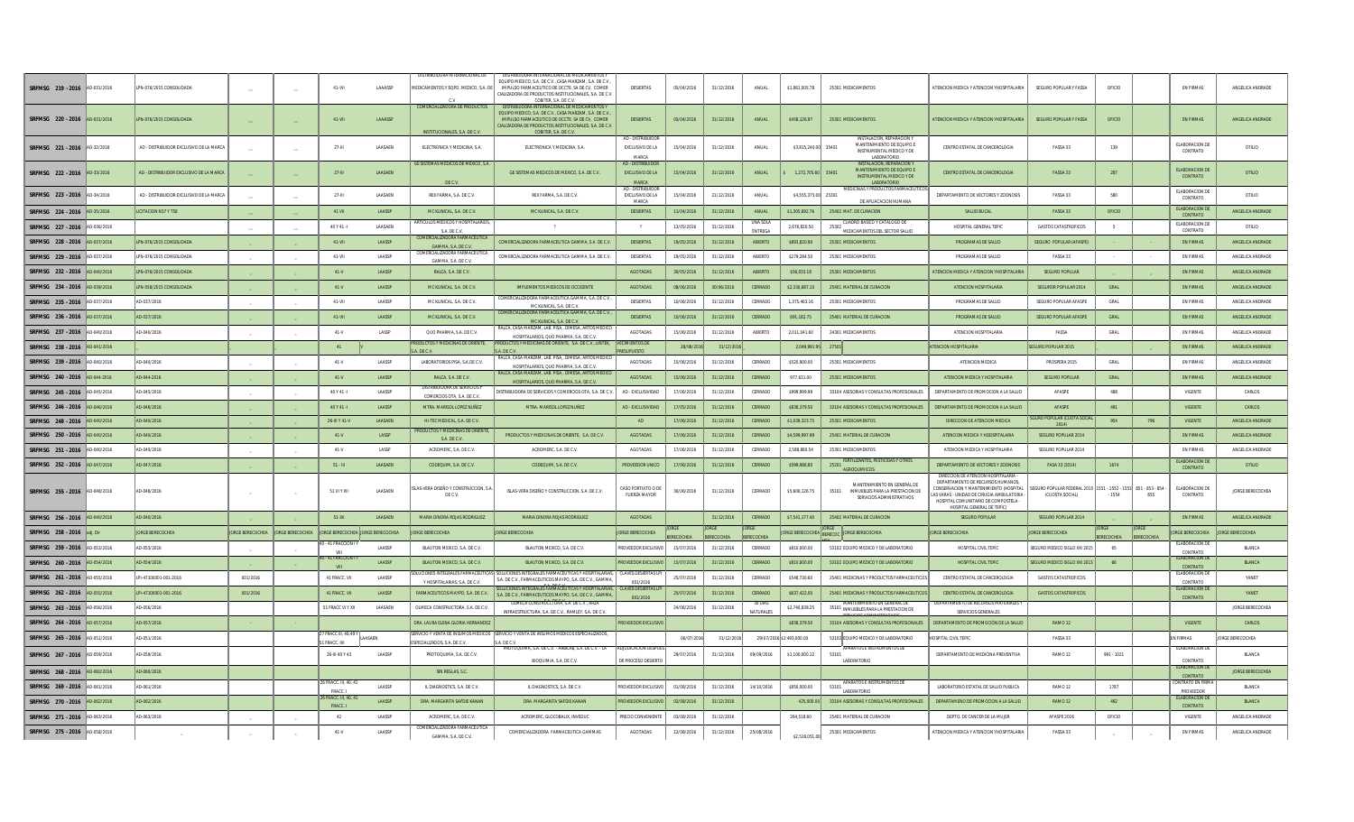| | | | | | | | | | | | | | | | | | | | | | |
|---|---|---|---|---|---|---|---|---|---|---|---|---|---|---|---|---|---|---|---|---|---|
| SRFMSG 219 - 2016 | AD-031/2016 | LPN-076/2015 CONSOLIDADA | ... | ... | 41-VII | LAAASSP | DISTRIBUIDORA INTERNACIONAL DE MEDICAMENTOS Y EQPO. MEDICO, S.A. DE C.V | DISTRIBUIDORA INTERNACIONAL DE MEDICAMENTOS Y EQUIPO MEDICO, S.A. DE C.V., CASA MARZAM, S.A. DE C.V., IMPULSO FARMACEUTICO DE OCCTE. SA DE CV. COMER. CIALIZADORA DE PRODUCTOS INSTITUCIONALES, S.A. DE C.V. COBITER, S.A. DE C.V. | DESIERTAS | 05/04/2016 | 31/12/2016 | ANUAL | $1,861,605.78 | 25301 MEDICAMENTOS | ATENCION MEDICA Y ATENCION YHOSPITALARIA | SEGURO POPULAR Y FASSA | OFICIO | | EN FIRMAS | ANGELICA ANDRADE |
| SRFMSG 220 - 2016 | AD-031/2016 | LPN-076/2015 CONSOLIDADA | ... | ... | 41-VII | LAAASSP | COMERCIALIZADORA DE PRODUCTOS INSTITUCIONALES, S.A. DE C.V. | DISTRIBUIDORA INTERNACIONAL DE MEDICAMENTOS Y EQUIPO MEDICO, S.A. DE C.V., CASA MARZAM, S.A. DE C.V., IMPULSO FARMACEUTICO DE OCCTE. SA DE CV. COMER. CIALIZADORA DE PRODUCTOS INSTITUCIONALES, S.A. DE C.V. COBITER, S.A. DE C.V. | DESIERTAS | 05/04/2016 | 31/12/2016 | ANUAL | $458,226.97 | 25301 MEDICAMENTOS | ATENCION MEDICA Y ATENCION YHOSPITALARIA | SEGURO POPULAR Y FASSA | OFICIO | | EN FIRMAS | ANGELICA ANDRADE |
| SRFMSG 221 - 2016 | AD-32/2016 | AD - DISTRIBUIDOR EXCLUSIVO DE LA MARCA | ... | ... | 27-III | LAASAEN | ELECTRONICA Y MEDICINA, S.A. | ELECTRONICA Y MEDICINA, S.A. | AD - DISTRIBUIDOR EXCLUSIVO DE LA MARCA | 15/04/2016 | 31/12/2016 | ANUAL | $3,615,240.00 | 35401 INSTALACION, REPARACION Y MANTENIMIENTO DE EQUIPO E INSTRUMENTAL MEDICO Y DE LABORATORIO | CENTRO ESTATAL DE CANCEROLOGIA | FASSA 33 | 139 | | ELABORACION DE CONTRATO | OTILIO |
| SRFMSG 222 - 2016 | AD-33/2016 | AD - DISTRIBUIDOR EXCLUSIVO DE LA MARCA | ... | ... | 27-III | LAASAEN | GE SISTEMAS MEDICOS DE MEXICO, S.A. DE C.V. | GE SISTEMAS MEDICOS DE MEXICO, S.A. DE C.V. | AD - DISTRIBUIDOR EXCLUSIVO DE LA MARCA | 15/04/2016 | 31/12/2016 | ANUAL | $ 1,272,705.60 | 35401 INSTALACION, REPARACION Y MANTENIMIENTO DE EQUIPO E INSTRUMENTAL MEDICO Y DE LABORATORIO | CENTRO ESTATAL DE CANCEROLOGIA | FASSA 33 | 287 | | ELABORACION DE CONTRATO | OTILIO |
| SRFMSG 223 - 2016 | AD-34/2016 | AD - DISTRIBUIDOR EXCLUSIVO DE LA MARCA | ... | ... | 27-III | LAASAEN | BEXIFARMA, S.A. DE C.V. | BEXIFARMA, S.A. DE C.V. | AD - DISTRIBUIDOR EXCLUSIVO DE LA MARCA | 15/04/2016 | 21/12/2016 | ANUAL | $4,555,375.00 | 25301 MEDICINAS Y PRODUCTOS FARMACEUTICOS DE APLICACION HUMANA | DEPARTAMENTO DE VECTORES Y ZOONOSIS | FASSA 33 | 580 | | ELABORACION DE CONTRATO | OTILIO |
| SRFMSG 224 - 2016 | AD-35/2016 | LICITACION N57 Y T58 | ... | ... | 41-VII | LAASAEN | MC KLINICAL, S.A. DE C.V. | MC KLINICAL, S.A. DE C.V. | DESIERTAS | 11/04/2016 | 31/12/2016 | ANUAL | $1,305,692.76 | 25402 MAT. DE CURACION | SALUD BUCAL | FASSA 33 | OFICIO | | ELABORACION DE CONTRATO | ANGELICA ANDRADE |
| SRFMSG 227 - 2016 | AD-036/2016 | | ... | ... | 40 Y 41 - I | LAASAEN | ARTICULOS MEDICOS Y HOSPITALARIOS, S.A. DE C.V. | ? | ? | 13/05/2016 | 31/12/2016 | UNA SOLA ENTREGA | 2,676,820.50 | 25302 CUADRO BASICO Y CATALOGO DE MEDICAMENTOS DEL SECTOR SALUD | HOSPITAL GENERAL TEPIC | GASTOS CATASTROFICOS | 5 | | ELABORACION DE CONTRATO | OTILIO |
| SRFMSG 228 - 2016 | AD-037/2016 | LPN-076/2015 CONSOLIDADA | .. | .. | 41-VII | LAASSP | COMERCIALIZADORA FARMACEUTICA GAMMA, S.A. DE C.V. | COMERCIALIZADORA FARMACEUTICA GAMMA, S.A. DE C.V. | DESIERTAS | 18/05/2016 | 31/12/2016 | ABIERTO | $892,820.90 | 25301 MEDICAMENTOS | PROGRAMAS DE SALUD | SEGURO POPULAR (AFASPE) | .. | .. | EN FIRMAS | ANGELICA ANDRADE |
| SRFMSG 229 - 2016 | AD-037/2016 | LPN-076/2015 CONSOLIDADA | .. | .. | 41-VII | LAASSP | COMERCIALIZADORA FARMACEUTICA GAMMA, S.A. DE C.V. | COMERCIALIZADORA FARMACEUTICA GAMMA, S.A. DE C.V. | DESIERTAS | 18/05/2016 | 31/12/2016 | ABIERTO | $279,284.50 | 25301 MEDICAMENTOS | PROGRAMAS DE SALUD | FASSA 33 | .. | .. | EN FIRMAS | ANGELICA ANDRADE |
| SRFMSG 232 - 2016 | AD-040/2016 | LPN-076/2015 CONSOLIDADA | .. | .. | 41-V | LAASSP | RALCA, S.A. DE C.V. | RALCA, S.A. DE C.V. | AGOTADAS | 30/05/2016 | 31/12/2016 | ABIERTO | $56,033.18 | 25301 MEDICAMENTOS | ATENCION MEDICA Y ATENCION YHOSPITALARIA | SEGURO POPULAR | .. | .. | EN FIRMAS | ANGELICA ANDRADE |
| SRFMSG 234 - 2016 | AD-039/2016 | LPN-058/2015 CONSOLIDADA | .. | .. | 41-V | LAASSP | MC KLINICAL, S.A. DE C.V. | IMPLEMENTOS MEDICOS DE OCCIDENTE | AGOTADAS | 08/06/2016 | 30/06/2016 | CERRADO | $2,338,607.10 | 25401 MATERIAL DE CURACION | ATENCION HOSPITALARIA | SEGUROR POPULAR 2014 | GRAL | | EN FIRMAS | ANGELICA ANDRADE |
| SRFMSG 235 - 2016 | AD-037/2016 | AD-037/2016 | .. | .. | 41-VII | LAASSP | MC KLINICAL, S.A. DE C.V. | COMERCIALIZADORA FARMACEUTICA GAMMA, S.A. DE C.V., MC KLINICAL, S.A. DE C.V. | DESIERTAS | 10/06/2016 | 31/12/2016 | CERRADO | 1,375,463.16 | 25301 MEDICAMENTOS | PROGRAMAS DE SALUD | SEGURO POPULAR AFASPE | GRAL | | EN FIRMAS | ANGELICA ANDRADE |
| SRFMSG 236 - 2016 | AD-037/2016 | AD-037/2016 | .. | .. | 41-VII | LAASSP | MC KLINICAL, S.A. DE C.V. | COMERCIALIZADORA FARMACEUTICA GAMMA, S.A. DE C.V., MC KLINICAL, S.A. DE C.V. | DESIERTAS | 10/06/2016 | 31/12/2016 | CERRADO | 691,182.75 | 25401 MATERIAL DE CURACION | PROGRAMAS DE SALUD | SEGURO POPULAR AFASPE | GRAL | | EN FIRMAS | ANGELICA ANDRADE |
| SRFMSG 237 - 2016 | AD-040/2016 | AD-040/2016 | .. | .. | 41-V | LASSP | QUO PHARMA, S.A. DE C.V. | RALCA, CASA MARZAM , LAB. PISA , DIMESA, ARTOS MEDICO HOSPITALARIOS, QUO PHARMA, S.A. DE C.V. | AGOTADAS | 15/06/2016 | 31/12/2016 | ABIERTO | 2,011,041.60 | 24301 MEDICAMENTOS | ATENCION HOSPITALARIA | FASSA | GRAL | | EN FIRMAS | ANGELICA ANDRADE |
| SRFMSG 238 - 2016 | AD-041/2016 | | | | 41 | V | PRODUCTOS Y MEDICINAS DE ORIENTE, S.A. DE C.V. | PRODUCTOS Y MEDICINAS DE ORIENTE, S.A. DE C.V., LINTER, S.A. DE C.V. | AGOTAMIENTOS DE PRESUPUESTO | 28/06/2016 | 31/12/2016 | | 2,049,993.95 | 27501 | ATENCION HOSPITALARIA | SEGURO POPULAR 2015 | | | EN FIRMAS | ANGELICA ANDRADE |
| SRFMSG 239 - 2016 | AD-040/2016 | AD-040/2016 | .. | .. | 41-V | LAASSP | LABORATORIOS PISA, S.A.DE C.V. | RALCA, CASA MARZAM , LAB. PISA , DIMESA, ARTOS MEDICO HOSPITALARIOS, QUO PHARMA, S.A. DE C.V. | AGOTADAS | 15/06/2016 | 31/12/2016 | CERRADO | $520,800.00 | 25301 MEDICAMENTOS | ATENCION MEDICA | PROSPERA 2015 | GRAL | | EN FIRMAS | ANGELICA ANDRADE |
| SRFMSG 240 - 2016 | AD-044/2016 | AD-044-2016 | .. | .. | 41-V | LAASSP | RALCA, S.A. DE C.V. | RALCA, CASA MARZAM , LAB. PISA , DIMESA, ARTOS MEDICO HOSPITALARIOS, QUO PHARMA, S.A. DE C.V. | AGOTADAS | 15/06/2016 | 31/12/2016 | CERRADO | 977,611.00 | 25301 MEDICAMENTOS | ATENCION MEDICA Y HOSPITALARIA | SEGURO POPULAR | GRAL | | EN FIRMAS | ANGELICA ANDRADE |
| SRFMSG 245 - 2016 | AD-045/2016 | AD-045/2016 | .. | .. | 40 Y 41 - I | LAASSP | DISTRIBUIDORA DE SERVICIOS Y COMERCIOS OTA, S.A. DE C.V. | DISTRIBUIDORA DE SERVICIOS Y COMERCIOS OTA, S.A. DE C.V. | AD - EXCLUSIVIDAD | 17/06/2016 | 31/12/2016 | CERRADO | $999,999.99 | 33104 ASESORIAS Y CONSULTAS PROFESIONALES | DEPARTAMENTO DE PROMOCION A LA SALUD | AFASPE | 480 | | VIGENTE | CARLOS |
| SRFMSG 246 - 2016 | AD-046/2016 | AD-046/2016 | .. | .. | 40 Y 41 - I | LAASSP | MTRA. MARISOL LOPEZ NUÑEZ | MTRA. MARISOL LOPEZ NUÑEZ | AD - EXCLUSIVIDAD | 17/05/2016 | 31/12/2016 | CERRADO | $838,379.50 | 33104 ASESORIAS Y CONSULTAS PROFESIONALES | DEPARTAMENTO DE PROMOCION A LA SALUD | AFASPE | 481 | | VIGENTE | CARLOS |
| SRFMSG 248 - 2016 | AD-040/2016 | AD-046/2016 | .. | .. | 26-III Y 41-V | LAASAEN | HI-TEC MEDICAL, S.A. DE C.V. | | AD | 17/06/2016 | 31/12/2016 | CERRADO | $1,038,323.75 | 25301 MEDICAMENTOS | DIRECCION DE ATENCION MEDICA | SEGURO POPULAR (CUOTA SOCIAL 2014) | 954 | 798 | VIGENTE | ANGELICA ANDRADE |
| SRFMSG 250 - 2016 | AD-040/2016 | AD-048/2016 | .. | .. | 41-V | LASSP | PRODUCTOS Y MEDICINAS DE ORIENTE, S.A. DE C.V. | PRODUCTOS Y MEDICINAS DE ORIENTE, S.A. DE C.V. | AGOTADAS | 17/06/2016 | 31/12/2016 | CERRADO | $4,598,997.89 | 25401 MATERIAL DE CURACION | ATENCION MEDICA Y HOSPITALARIA | SEGURO POPULAR 2014 | | | EN FIRMAS | ANGELICA ANDRADE |
| SRFMSG 251 - 2016 | AD-040/2016 | AD-048/2016 | .. | .. | 41-V | LASSP | ACROMERC, S.A. DE C.V. | ACROMERC, S.A. DE C.V. | AGOTADAS | 17/06/2016 | 31/12/2016 | CERRADO | 2,588,888.54 | 25301 MEDICAMENTOS | ATENCION MEDICA Y HOSPITALARIA | SEGURO POPULAR 2014 | | | EN FIRMAS | ANGELICA ANDRADE |
| SRFMSG 252 - 2016 | AD-047/2016 | AD-047/2016 | .. | .. | 51 - III | LAASAEN | CODEQUIM, S.A. DE C.V. | CODEQUIM, S.A. DE C.V. | PROVEEDOR UNICO | 17/06/2016 | 31/12/2016 | CERRADO | $599,980.80 | 25201 FERTILIZANTES, PESTICIDAS Y OTROS AGROQUIMICOS | DEPARTAMENTO DE VECTORES Y ZOONOSIS | FASA 33 (2014) | 1674 | | ELABORACION DE CONTRATO | OTILIO |
| SRFMSG 255 - 2016 | AD-048/2016 | AD-048/2016 | | | 51 VI Y XII | LAASAEN | ISLAS-VERA DISEÑO Y CONSTRUCCION, S.A. DE C.V. | ISLAS-VERA DISEÑO Y CONSTRUCCION, S.A. DE C.V. | CASO FORTUITO O DE FUERZA MAYOR | 30/06/2016 | 31/12/2016 | CERRADO | $5,606,128.75 | 35101 MANTENIMIENTO EN GENERAL DE INMUEBLES PARA LA PRESTACION DE SERVICIOS ADMINISTRATIVOS | DIRECCION DE ATENCION HOSPITALARIA - DEPARTAMENTO DE RECURSOS HUMANOS, CONSERVACION Y MANTENIMIENTO (HOSPITAL LAS VARAS - UNIDAD DE CIRUGIA AMBULATORIA - HOSPITAL COMUNITARIO DE COMPOSTELA - HOSPITAL GENERAL DE TEPIC) | SEGURO POPULAR FEDERAL 2015 (CUOTA SOCIAL) | 1551 - 1552 - 1553 - 1554 | 851 - 853 - 854 - 855 | ELABORACION DE CONTRATO | JORGE BERECOCHEA |
| SRFMSG 256 - 2016 | AD-040/2016 | AD-040/2016 | | | 51-XII | LAASAEN | MARIA DINORA ROJAS RODRIGUEZ | MARIA DINORA ROJAS RODRIGUEZ | AGOTADAS | | 31/12/2016 | CERRADO | $7,542,177.40 | 25402 MATERIAL DE CURACION | SEGURO POPULAR | SEGURO POPULAR 2014 | .. | .. | EN FIRMAS | ANGELICA ANDRADE |
| SRFMSG 258 - 2016 | adj. Dir | JORGE BERECOCHEA | JORGE BERECOCHEA | JORGE BERECOCHEA | JORGE BERECOCHEA | JORGE BERECOCHEA | JORGE BERECOCHEA | JORGE BERECOCHEA | JORGE BERECOCHEA | JORGE BERECOCHEA | JORGE BERECOCHEA | JORGE BERECOCHEA | JORGE BERECOCHEA | JORGE BERECOCHEA JORGE BERECOCHEA | JORGE BERECOCHEA | JORGE BERECOCHEA | JORGE BERECOCHEA | JORGE BERECOCHEA | JORGE BERECOCHEA | JORGE BERECOCHEA |
| SRFMSG 259 - 2016 | AD-053/2016 | AD-053/2016 | .. | .. | 40 - 41 FRACCION VII | LAASSP | BLAUTON MEXICO, S.A. DE C.V. | BLAUTON MEXICO, S.A. DE C.V. | PROVEEDOR EXCLUSIVO | 15/07/2016 | 31/12/2016 | CERRADO | $810,000.00 | 53102 EQUIPO MEDICO Y DE LABORATORIO | HOSPITAL CIVIL TEPIC | SEGURO MEDICO SIGLO XXI 2015 | 65 | | ELABORACION DE CONTRATO | BLANCA |
| SRFMSG 260 - 2016 | AD-054/2016 | AD-054/2016 | .. | .. | 40 - 41 FRACCION VII | LAASSP | BLAUTON MEXICO, S.A. DE C.V. | BLAUTON MEXICO, S.A. DE C.V. | PROVEEDOR EXCLUSIVO | 15/07/2016 | 31/12/2016 | CERRADO | $810,000.00 | 53102 EQUIPO MEDICO Y DE LABORATORIO | HOSPITAL CIVIL TEPIC | SEGURO MEDICO SIGLO XXI 2013 | 66 | | ELABORACION DE CONTRATO | BLANCA |
| SRFMSG 261 - 2016 | AD-055/2016 | LPI-47108001-001-2016 | 001/2016 | | 41 FRACC. VII | LAASSP | SOLUCIONES INTEGRALES FARMACEUTICAS Y HOSPITALARIAS, S.A. DE C.V. | SOLUCIONES INTEGRALES FARMACEUTICAS Y HOSPITALARIAS, S.A. DE C.V., FARMACEUTICOS MAYPO, S.A. DE C.V., GAMMA, S.A. DE C.V. | CLAVES DESIERTAS LPI 001/2016 | 25/07/2016 | 31/12/2016 | CERRADO | $548,730.60 | 25401 MEDICINAS Y PRODUCTOS FARMACEUTICOS | CENTRO ESTATAL DE CANCEROLOGIA | GASTOS CATASTROFICOS | | | ELABORACION DE CONTRATO | YANET |
| SRFMSG 262 - 2016 | AD-055/2016 | LPI-47108001-001-2016 | 001/2016 | | 41 FRACC. VII | LAASSP | FARMACEUTICOS MAYPO, S.A. DE C.V. | SOLUCIONES INTEGRALES FARMACEUTICAS Y HOSPITALARIAS, S.A. DE C.V., FARMACEUTICOS MAYPO, S.A. DE C.V., GAMMA, S.A. DE C.V. | CLAVES DESIERTAS LPI 001/2016 | 25/07/2016 | 31/12/2016 | CERRADO | $637,422.00 | 25401 MEDICINAS Y PRODUCTOS FARMACEUTICOS | CENTRO ESTATAL DE CANCEROLOGIA | GASTOS CATASTROFICOS | | | ELABORACION DE CONTRATO | YANET |
| SRFMSG 263 - 2016 | AD-056/2016 | AD-056/2016 | | | 51 FRACC VI Y XII | LAASAEN | OLMECA CONSTRUCTORA, S.A. DE C.V. | OLMECA CONSTRUCTORA, S.A. DE C.V., AQA INFRAESTRUCTURA, S.A. DE C.V., RAMLEY, S.A. DE C.V. | | 24/06/2016 | 31/12/2016 | 30 DIAS NATURALES | $2,748,839.25 | 35101 MANTENIMIENTO EN GENERAL DE INMUEBLES PARA LA PRESTACION DE SERVICIOS ADMINISTRATIVOS | DEPARTAMENTO DE RECURSOS MATERIALES Y SERVICIOS GENERALES | | | | | JORGE BERECOCHEA |
| SRFMSG 264 - 2016 | AD-057/2016 | AD-057/2016 | .. | | | | DRA. LAURA GLENA GLORIA HERNÁNDEZ | | PROVEEDOR EXCLUSIVO | | | | $838,379.50 | 33104 ASESORIAS Y CONSULTAS PROFESIONALES | DEPARTAMENTO DE PROMOCIÓN DE LA SALUD | RAMO 12 | | | VIGENTE | CARLOS |
| SRFMSG 265 - 2016 | AD-051/2016 | AD-051/2016 | | | 27 FRACC III, 48 49 Y 51 FRACC. XII | LAASAEN | SERVICIO Y VENTA DE INSUMOS MEDICOS ESPECIALIZADOS, S.A. DE C.V. | SERVICIO Y VENTA DE INSUMOS MEDICOS ESPECIALIZADOS, S.A. DE C.V. | | 06/07/2016 | 31/12/2016 | 29/07/2016 | $1,493,000.00 | 53102 EQUIPO MEDICO Y DE LABORATORIO | HOSPITAL CIVIL TEPIC | FASSA 33 | | | EN FIRMAS | JORGE BERECOCHEA |
| SRFMSG 267 - 2016 | AD-058/2016 | AD-058/2016 | | | 26-III 40 Y 43 | LAASSP | PROTOQUIMA, S.A. DE C.V. | PROTOQUIMA, S.A. DE C.V. - AMBIDIE, S.A. DE C.V. - LA BIOQUIMIA, S.A. DE C.V. | ADJUDICACION DESPUES DE PROCESO DESIERTO | 29/07/2016 | 31/12/2016 | 09/08/2016 | $1,108,000.12 | 53101 APARATOS E INSTRUMENTOS DE LABORATORIO | DEPARTAMENTO DE MEDICINA PREVENTIVA | RAMO 12 | 991 - 1021 | | ELABORACION DE CONTRATO | BLANCA |
| SRFMSG 268 - 2016 | AD-060/2016 | AD-060/2016 | | | | | SIN REGLAS, S.C. | | | | | | | | | | | | ELABORACION DE CONTRATO | JORGE BERECOCHEA |
| SRFMSG 269 - 2016 | AD-061/2016 | AD-061/2016 | | | 26 FRACC. III, 40, 41 FRACC. I | LAASSP | IL DIAGNOSTICS, S.A. DE C.V. | IL DIAGNOSTICS, S.A. DE C.V. | PROVEEDOR EXCLUSIVO | 01/08/2016 | 31/12/2016 | 14/10/2016 | $850,000.00 | 53101 APARATOS E INSTRUMENTOS DE LABORATORIO | LABORATORIO ESTATAL DE SALUD PUBLICA | RAMO 12 | 1787 | | CONTRATO EN FIRMA PROVEEDOR | BLANCA |
| SRFMSG 270 - 2016 | AD-062/2016 | AD-062/2016 | | | 26 FRACC. III, 40, 41 FRACC. I | LAASSP | DRA. MARGARITA SAFDIE KANAN | DRA. MARGARITA SAFDIE KANAN | PROVEEDOR EXCLUSIVO | 02/08/2016 | 31/12/2016 | | 425,000.00 | 33104 ASESORIAS Y CONSULTAS PROFESIONALES | DEPARTAMENTO DE PROMOCION A LA SALUD | RAMO 12 | 482 | | ELABORACION DE CONTRATO | BLANCA |
| SRFMSG 271 - 2016 | AD-063/2016 | AD-063/2016 | .. | .. | 42 | LAASSP | ACROMERC, S.A. DE C.V. | ACROMERC, GLOCOBALH, INVEDUC | PRECIO CONVENIENTE | 03/08/2016 | 31/12/2016 | | 264,518.60 | 25401 MATERIAL DE CURACION | DEPTO. DE CANCER DE LA MUJER | AFASPE 2016 | OFICIO | | VIGENTE | ANGELICA ANDRADE |
| SRFMSG 275 - 2016 | AD-058/2016 | .. | .. | .. | 41-V | LAASSP | COMERCIALIZADORA FARMACEUTICA GAMMA, S.A. DE C.V. | COMERCIALIZADORA FARMACEUTICA GAMMAS | AGOTADAS | 12/08/2016 | 31/12/2016 | 25/08/2016 | $2,516,051.00 | 25301 MEDICAMENTOS | ATENCION MEDICA Y ATENCION YHOSPITALARIA | FASSA 33 | .. | .. | EN FIRMAS | ANGELICA ANDRADE |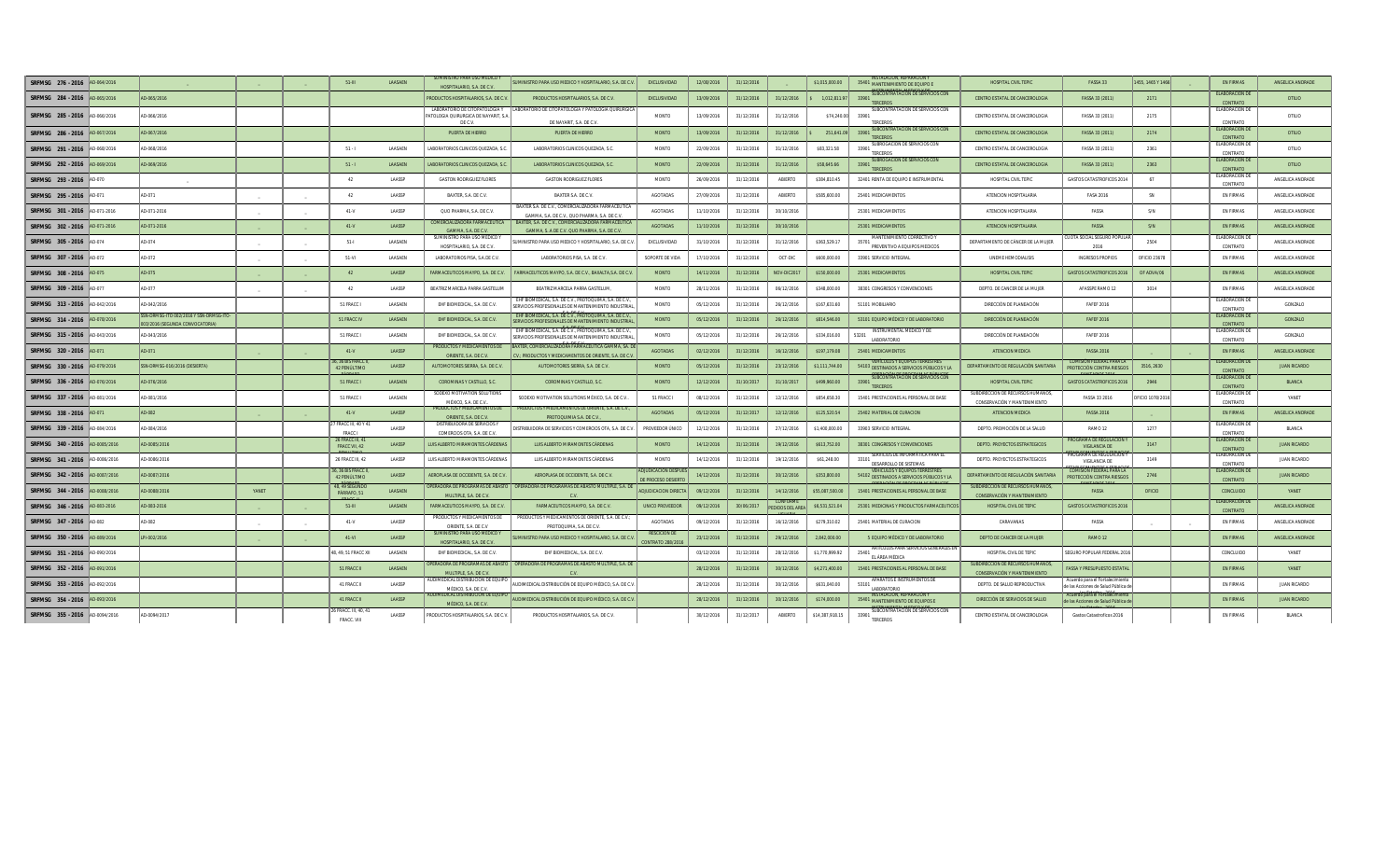| | | | | | | | | | | | | | | | | | | | | | | |
|---|---|---|---|---|---|---|---|---|---|---|---|---|---|---|---|---|---|---|---|---|---|---|
| SRFMSG 276 - 2016 | AD-064/2016 | | | | 51-III | LAASAEN | SUMINISTRO PARA USO MEDICO Y HOSPITALARIO, S.A. DE C.V. | SUMINISTRO PARA USO MEDICO Y HOSPITALARIO, S.A. DE C.V. | EXCLUSIVIDAD | 12/08/2016 | 31/12/2016 | | $1,015,000.00 | 35401 INSTALACION, REPARACION Y MANTENIMIENTO DE EQUIPO E | HOSPITAL CIVIL TEPIC | FASSA 33 | 1455, 1465 Y 1466 | | EN FIRMAS | ANGELICA ANDRADE |
| SRFMSG 284 - 2016 | AD-065/2016 | AD-065/2016 | | | | | PRODUCTOS HOSPITALARIOS, S.A. DE C.V. | PRODUCTOS HOSPITALARIOS, S.A. DE C.V. | EXCLUSIVIDAD | 13/09/2016 | 31/12/2016 | 31/12/2016 | $ 1,012,811.97 | 33901 SUBCONTRATACION DE SERVICIOS CON TERCEROS | CENTRO ESTATAL DE CANCEROLOGIA | FASSA 33 (2011) | 2171 | | ELABORACION DE CONTRATO | OTILIO |
| SRFMSG 285 - 2016 | AD-066/2016 | AD-066/2016 | | | | | LABORATORIO DE CITOPATOLOGIA Y PATOLOGIA QUIRURGICA DE NAYARIT, S.A. DE C.V. | LABORATORIO DE CITOPATOLOGIA Y PATOLOGIA QUIRURGICA DE NAYARIT, S.A. DE C.V. | MONTO | 13/09/2016 | 31/12/2016 | 31/12/2016 | $74,240.00 | 33901 SUBCONTRATACION DE SERVICIOS CON TERCEROS | CENTRO ESTATAL DE CANCEROLOGIA | FASSA 33 (2011) | 2175 | | ELABORACION DE CONTRATO | OTILIO |
| SRFMSG 286 - 2016 | AD-067/2016 | AD-067/2016 | | | | | PUERTA DE HIERRO | PUERTA DE HIERRO | MONTO | 13/09/2016 | 31/12/2016 | 31/12/2016 | $ 251,641.09 | 33901 SUBCONTRATACION DE SERVICIOS CON TERCEROS | CENTRO ESTATAL DE CANCEROLOGIA | FASSA 33 (2011) | 2174 | | ELABORACION DE CONTRATO | OTILIO |
| SRFMSG 291 - 2016 | AD-068/2016 | AD-068/2016 | | | 51 - I | LAASAEN | LABORATORIOS CLINICOS QUEZADA, S.C. | LABORATORIOS CLINICOS QUEZADA, S.C. | MONTO | 22/09/2016 | 31/12/2016 | 31/12/2016 | $83,321.50 | 33901 SUBROGACION DE SERVICIOS CON TERCEROS | CENTRO ESTATAL DE CANCEROLOGIA | FASSA 33 (2011) | 2361 | | ELABORACION DE CONTRATO | OTILIO |
| SRFMSG 292 - 2016 | AD-069/2016 | AD-069/2016 | | | 51 - I | LAASAEN | LABORATORIOS CLINICOS QUEZADA, S.C. | LABORATORIOS CLINICOS QUEZADA, S.C. | MONTO | 22/09/2016 | 31/12/2016 | 31/12/2016 | $58,845.66 | 33901 SUBROGACION DE SERVICIOS CON TERCEROS | CENTRO ESTATAL DE CANCEROLOGIA | FASSA 33 (2011) | 2363 | | ELABORACION DE CONTRATO | OTILIO |
| SRFMSG 293 - 2016 | AD-070 | - | | | 42 | LAASSP | GASTON RODRIGUEZ FLORES | GASTON RODRIGUEZ FLORES | MONTO | 26/09/2016 | 31/12/2016 | ABIERTO | $304,810.45 | 32401 RENTA DE EQUIPO E INSTRUMENTAL | HOSPITAL CIVIL TEPIC | GASTOS CATASTROFICOS 2014 | 87 | | ELABORACION DE CONTRATO | ANGELICA ANDRADE |
| SRFMSG 295 - 2016 | AD-071 | AD-071 | - | - | 42 | LAASSP | BAXTER, S.A. DE C.V. | BAXTER, S.A. DE C.V. | AGOTADAS | 27/09/2016 | 31/12/2016 | ABIERTO | $585,600.00 | 25401 MEDICAMENTOS | ATENCION HOSPITALARIA | FASA 2016 | SN | | EN FIRMAS | ANGELICA ANDRADE |
| SRFMSG 301 - 2016 | AD-071-2016 | AD-071-2016 | - | - | 41-V | LAASSP | QUO PHARMA, S.A. DE C.V. | BAXTER S.A. DE C.V., COMERCIALIZADORA FARMACEUTICA GAMMA, S.A. DE C.V., QUO PHARMA, S.A. DE C.V. | AGOTADAS | 11/10/2016 | 31/12/2016 | 30/10/2016 | | 25301 MEDICAMENTOS | ATENCION HOSPITALARIA | FASSA | S/N | | EN FIRMAS | ANGELICA ANDRADE |
| SRFMSG 302 - 2016 | AD-071-2016 | AD-071-2016 | - | - | 41-V | LAASSP | COMERCIALIZADORA FARMACEUTICA GAMMA, S.A. DE C.V. | BAXTER, S.A. DE C.V., COMERCIALIZADORA FARMACEUTICA GAMMA, S.A. DE C.V. QUO PHARMA, S.A. DE C.V. | AGOTADAS | 11/10/2016 | 31/12/2016 | 30/10/2016 | | 25301 MEDICAMENTOS | ATENCION HOSPITALARIA | FASSA | S/N | | EN FIRMAS | ANGELICA ANDRADE |
| SRFMSG 305 - 2016 | AD-074 | AD-074 | - | - | 51-I | LAASAEN | SUMINISTRO PARA USO MEDICO Y HOSPITALARIO, S.A. DE C.V. | SUMINISTRO PARA USO MEDICO Y HOSPITALARIO, S.A. DE C.V. | EXCLUSIVIDAD | 31/10/2016 | 31/12/2016 | 31/12/2016 | $363,529.17 | 35701 MANTENIMIENTO CORRECTIVO Y PREVENTIVO A EQUIPOS MEDICOS | DEPARTAMENTO DE CÁNCER DE LA MUJER | CUOTA SOCIAL SEGURO POPULAR 2016 | 2504 | | ELABORACION DE CONTRATO | ANGELICA ANDRADE |
| SRFMSG 307 - 2016 | AD-072 | AD-072 | - | - | 51-VI | LAASAEN | LABORATORIOS PISA, S.A. DE C.V. | LABORATORIOS PISA, S.A. DE C.V. | SOPORTE DE VIDA | 17/10/2016 | 31/12/2016 | OCT-DIC | $600,000.00 | 33901 SERVICIO INTEGRAL | UNEME HEMODIALISIS | INGRESOS PROPIOS | OFICIO 23678 | | EN FIRMAS | ANGELICA ANDRADE |
| SRFMSG 308 - 2016 | AD-075 | AD-075 | - | - | 42 | LAASSP | FARMACEUTICOS MAYPO, S.A. DE C.V. | FARMACEUTICOS MAYPO, S.A. DE C.V., BARALTA, S.A. DE C.V. | MONTO | 14/11/2016 | 31/12/2016 | NOV-DIC2017 | $150,000.00 | 25301 MEDICAMENTOS | HOSPITAL CIVIL TEPIC | GASTOS CATASTROFICOS 2016 | 07 ADVA/06 | | EN FIRMAS | ANGELICA ANDRADE |
| SRFMSG 309 - 2016 | AD-077 | AD-077 | - | - | 42 | LAASSP | BEATRIZ MARCELA PARRA GASTELUM | BEATRIZ MARCELA PARRA GASTELUM | MONTO | 28/11/2016 | 31/12/2016 | 06/12/2016 | $348,000.00 | 38301 CONGRESOS Y CONVENCIONES | DEPTO. DE CANCER DE LA MUJER | AFASSPE RAMO 12 | 3014 | | EN FIRMAS | ANGELICA ANDRADE |
| SRFMSG 313 - 2016 | AD-042/2016 | AD-042/2016 | | | 51 FRACC I | LAASAEN | EHF BIOMEDICAL, S.A. DE C.V. | EHF BIOMEDICAL, S.A. DE C.V., PROTOQUIMIA, S.A. DE C.V., SERVICIOS PROFESIONALES DE MANTENIMIENTO INDUSTRIAL, S.A. DE C.V. | MONTO | 05/12/2016 | 31/12/2016 | 26/12/2016 | $167,631.60 | 51101 MOBILIARIO | DIRECCIÓN DE PLANEACIÓN | FAFEF 2016 | | | ELABORACION DE CONTRATO | GONZALO |
| SRFMSG 314 - 2016 | AD-078/2016 | SSN-DRMSG-ITO-062/2016 Y SSN-DRMSG-ITO-003/2016 (SEGUNDA CONVOCATORIA) | | | 51 FRACC IV | LAASAEN | EHF BIOMEDICAL, S.A. DE C.V. | EHF BIOMEDICAL, S.A. DE C.V., PROTOQUIMIA, S.A. DE C.V., SERVICIOS PROFESIONALES DE MANTENIMIENTO INDUSTRIAL, S.A. DE C.V. | MONTO | 05/12/2016 | 31/12/2016 | 26/12/2016 | $814,546.00 | 53101 EQUIPO MÉDICO Y DE LABORATORIO | DIRECCIÓN DE PLANEACIÓN | FAFEF 2016 | | | ELABORACION DE CONTRATO | GONZALO |
| SRFMSG 315 - 2016 | AD-043/2016 | AD-043/2016 | | | 51 FRACC I | LAASAEN | EHF BIOMEDICAL, S.A. DE C.V. | EHF BIOMEDICAL, S.A. DE C.V., PROTOQUIMIA, S.A. DE C.V., SERVICIOS PROFESIONALES DE MANTENIMIENTO INDUSTRIAL, S.A. DE C.V. | MONTO | 05/12/2016 | 31/12/2016 | 26/12/2016 | $334,016.00 | 53201 INSTRUMENTAL MÉDICO Y DE LABORATORIO | DIRECCIÓN DE PLANEACIÓN | FAFEF 2016 | | | ELABORACION DE CONTRATO | GONZALO |
| SRFMSG 320 - 2016 | AD-071 | AD-071 | - | - | 41-V | LAASSP | PRODUCTOS Y MEDICAMENTOS DE ORIENTE, S.A. DE C.V. | BAXTER, COMERCIALIZADORA FARMACEUTICA GAMMA, S.A. DE C.V.; PRODUCTOS Y MEDICAMENTOS DE ORIENTE, S.A. DE C.V. | AGOTADAS | 02/12/2016 | 31/12/2016 | 16/12/2016 | $597,179.08 | 25401 MEDICAMENTOS | ATENCION MEDICA | FASSA 2016 | - | - | EN FIRMAS | ANGELICA ANDRADE |
| SRFMSG 330 - 2016 | AD-079/2016 | SSN-DRMSG-016/2016 (DESIERTA) | | | 26, 38 DE FRACC II, 42 PENULTIMO PARRAFO | LAASSP | AUTOMOTORES SIERRA, S.A. DE C.V. | AUTOMOTORES SIERRA, S.A. DE C.V. | MONTO | 05/12/2016 | 31/12/2016 | 23/12/2016 | $1,111,744.00 | 54103 VEHICULOS Y EQUIPOS TERRESTRES DESTINADOS A SERVICIOS PUBLICOS Y LA OPERACIÓN DE PROGRAMAS PUBLICOS | DEPARTAMENTO DE REGULACIÓN SANITARIA | COMISION FEDERAL PARA LA PROTECCIÓN CONTRA RIESGOS SANITARIOS 2016 | 3510, 2630 | | ELABORACION DE CONTRATO | JUAN RICARDO |
| SRFMSG 336 - 2016 | AD-076/2016 | AD-076/2016 | | | 51 FRACC I | LAASAEN | CORONINAS Y CASTILLO, S.C. | CORONINAS Y CASTILLO, S.C. | MONTO | 12/12/2016 | 31/10/2017 | 31/10/2017 | $499,960.00 | 33901 SUBCONTRATACION DE SERVICIOS CON TERCEROS | HOSPITAL CIVIL TEPIC | GASTOS CATASTROFICOS 2016 | 2946 | | ELABORACION DE CONTRATO | BLANCA |
| SRFMSG 337 - 2016 | AD-081/2016 | AD-081/2016 | | | 51 FRACC I | LAASAEN | SODEXO MOTIVATION SOLUTIONS MÉXICO, S.A. DE C.V. | SODEXO MOTIVATION SOLUTIONS MÉXICO, S.A. DE C.V. | 51 FRACC I | 08/12/2016 | 31/12/2016 | 12/12/2016 | $854,858.30 | 15401 PRESTACIONES AL PERSONAL DE BASE | SUBDIRECCIÓN DE RECURSOS HUMANOS, CONSERVACIÓN Y MANTENIMIENTO | FASSA 33 2016 | OFICIO 1078/2016 | | ELABORACION DE CONTRATO | YANET |
| SRFMSG 338 - 2016 | AD-071 | AD-082 | - | - | 41-V | LAASSP | PRODUCTOS Y MEDICAMENTOS DE ORIENTE, S.A. DE C.V. | PRODUCTOS Y MEDICAMENTOS DE ORIENTE, S.A. DE C.V., PROTOQUIMIA S.A. DE C.V. | AGOTADAS | 05/12/2016 | 31/12/2017 | 12/12/2016 | $125,520.54 | 25402 MATERIAL DE CURACION | ATENCION MEDICA | FASSA 2016 | - | - | EN FIRMAS | ANGELICA ANDRADE |
| SRFMSG 339 - 2016 | AD-084/2016 | AD-084/2016 | | | 27 FRACC III, 40 Y 41 FRACC I | LAASSP | DISTRIBUIDORA DE SERVICIOS Y COMERCIOS OTA, S.A. DE C.V. | DISTRIBUIDORA DE SERVICIOS Y COMERCIOS OTA, S.A. DE C.V. | PROVEEDOR ÚNICO | 12/12/2016 | 31/12/2016 | 27/12/2016 | $1,400,000.00 | 33903 SERVICIO INTEGRAL | DEPTO. PROMOCIÓN DE LA SALUD | RAMO 12 | 1277 | | ELABORACION DE CONTRATO | BLANCA |
| SRFMSG 340 - 2016 | AD-0085/2016 | AD-0085/2016 | | | 26 FRACC III, 41 FRACC VII, 42 PENULTIMO | LAASSP | LUIS ALBERTO MIRAMONTES CÁRDENAS | LUIS ALBERTO MIRAMONTES CÁRDENAS | MONTO | 14/12/2016 | 31/12/2016 | 19/12/2016 | $613,752.00 | 38301 CONGRESOS Y CONVENCIONES | DEPTO. PROYECTOS ESTRATEGICOS | PROGRAMA DE REGULACIÓN Y VIGILANCIA DE ESTABLECIMIENTOS | 3147 | | ELABORACION DE CONTRATO | JUAN RICARDO |
| SRFMSG 341 - 2016 | AD-0086/2016 | AD-0086/2016 | | | 26 FRACC III, 42 | LAASSP | LUIS ALBERTO MIRAMONTES CÁRDENAS | LUIS ALBERTO MIRAMONTES CÁRDENAS | MONTO | 14/12/2016 | 31/12/2016 | 19/12/2016 | $61,248.00 | 33101 SERVICIOS DE INFORMÁTICA PARA EL DESARROLLO DE SISTEMAS | DEPTO. PROYECTOS ESTRATEGICOS | PROGRAMA DE REGULACIÓN Y VIGILANCIA DE ESTABLECIMIENTOS | 3149 | | ELABORACION DE CONTRATO | JUAN RICARDO |
| SRFMSG 342 - 2016 | AD-0087/2016 | AD-0087/2016 | | | 26, 38 DE FRACC II, 42 PENULTIMO PARRAFO | LAASSP | AEROPLASA DE OCCIDENTE, S.A. DE C.V. | AEROPLASA DE OCCIDENTE, S.A. DE C.V. | ADJUDICACIÓN DESPUÉS DE PROCESO DESIERTO | 14/12/2016 | 31/12/2016 | 30/12/2016 | $350,800.00 | 54102 VEHICULOS Y EQUIPOS TERRESTRES DESTINADOS A SERVICIOS PUBLICOS Y LA OPERACIÓN DE PROGRAMAS PUBLICOS | DEPARTAMENTO DE REGULACIÓN SANITARIA | COMISION FEDERAL PARA LA PROTECCIÓN CONTRA RIESGOS SANITARIOS 2016 | 2746 | | ELABORACION DE CONTRATO | JUAN RICARDO |
| SRFMSG 344 - 2016 | AD-0088/2016 | AD-0088/2016 | YANET | | 48, 49 SEGUNDO PARRAFO, 51 FRACC II | LAASAEN | OPERADORA DE PROGRAMAS DE ABASTO MULTIPLE, S.A. DE C.V. | OPERADORA DE PROGRAMAS DE ABASTO MULTIPLE, S.A. DE C.V. | ADJUDICACION DIRECTA | 08/12/2016 | 31/12/2016 | 14/12/2016 | $55,087,500.00 | 15401 PRESTACIONES AL PERSONAL DE BASE | SUBDIRECCIÓN DE RECURSOS HUMANOS, CONSERVACIÓN Y MANTENIMIENTO | FASSA | OFICIO | | CONCLUIDO | YANET |
| SRFMSG 346 - 2016 | AD-083-2016 | AD-083-2016 | | | 51-III | LAASAEN | FARMACEUTICOS MAYPO, S.A. DE C.V. | FARMACEUTICOS MAYPO, S.A. DE C.V. | UNICO PROVEEDOR | 09/12/2016 | 30/06/2017 | CONFORME PEDIDOS DEL ÁREA USUARIA | $6,531,521.04 | 25301 MEDICINAS Y PRODUCTOS FARMACEUTICOS | HOSPITAL CIVIL DE TEPIC | GASTOS CATASTROFICOS 2016 | | | ELABORACION DE CONTRATO | ANGELICA ANDRADE |
| SRFMSG 347 - 2016 | AD-082 | AD-082 | - | - | 41-V | LAASSP | PRODUCTOS Y MEDICAMENTOS DE ORIENTE, S.A. DE C.V. | PRODUCTOS Y MEDICAMENTOS DE ORIENTE, S.A. DE C.V.; PROTOQUIMIA, S.A. DE C.V. | AGOTADAS | 09/12/2016 | 31/12/2016 | 16/12/2016 | $279,310.02 | 25401 MATERIAL DE CURACION | CARAVANAS | FASSA | - | - | EN FIRMAS | ANGELICA ANDRADE |
| SRFMSG 350 - 2016 | AD-089/2016 | LPI-002/2016 | - | - | 41-VI | LAASSP | SUMINISTRO PARA USO MEDICO Y HOSPITALARIO, S.A. DE C.V. | SUMINISTRO PARA USO MEDICO Y HOSPITALARIO, S.A. DE C.V. | RESCISION DE CONTRATO 288/2016 | 23/12/2016 | 31/12/2016 | 29/12/2016 | 2,842,000.00 | 5 EQUIPO MÉDICO Y DE LABORATORIO | DEPTO DE CANCER DE LA MUJER | RAMO 12 | | | EN FIRMAS | ANGELICA ANDRADE |
| SRFMSG 351 - 2016 | AD-090/2016 | | | | 48, 49, 51 FRACC XII | LAASAEN | EHF BIOMEDICAL, S.A. DE C.V. | EHF BIOMEDICAL, S.A. DE C.V. | | 03/12/2016 | 31/12/2016 | 28/12/2016 | $1,778,899.82 | 25401 ARTICULOS PARA SERVICIOS GENERALES EN EL ÁREA MÉDICA | HOSPITAL CIVIL DE TEPIC | SEGURO POPULAR FEDERAL 2016 | | | CONCLUIDO | YANET |
| SRFMSG 352 - 2016 | AD-091/2016 | | | | 51 FRACC II | LAASAEN | OPERADORA DE PROGRAMAS DE ABASTO MULTIPLE, S.A. DE C.V. | OPERADORA DE PROGRAMAS DE ABASTO MULTIPLE, S.A. DE C.V. | | 28/12/2016 | 31/12/2016 | 30/12/2016 | $4,271,400.00 | 15401 PRESTACIONES AL PERSONAL DE BASE | SUBDIRECCIÓN DE RECURSOS HUMANOS, CONSERVACIÓN Y MANTENIMIENTO | FASSA Y PRESUPUESTO ESTATAL | | | EN FIRMAS | YANET |
| SRFMSG 353 - 2016 | AD-092/2016 | | | | 41 FRACC II | LAASSP | AUDIMEDICAL DISTRIBUCION DE EQUIPO MÉDICO, S.A. DE C.V. | AUDIMEDICAL DISTRIBUCIÓN DE EQUIPO MÉDICO, S.A. DE C.V. | | 28/12/2016 | 31/12/2016 | 30/12/2016 | $631,840.00 | 53101 APARATOS E INSTRUMENTOS DE LABORATORIO | DEPTO. DE SALUD REPRODUCTIVA | Acuerdo para el Fortalecimiento de las Acciones de Salud Pública de los Estados 2016 | | | EN FIRMAS | JUAN RICARDO |
| SRFMSG 354 - 2016 | AD-093/2016 | | | | 41 FRACC II | LAASSP | AUDIMEDICAL DISTRIBUCION DE EQUIPO MÉDICO, S.A. DE C.V. | AUDIMEDICAL DISTRIBUCIÓN DE EQUIPO MÉDICO, S.A. DE C.V. | | 28/12/2016 | 31/12/2016 | 30/12/2016 | $174,800.00 | 35401 INSTALACION, REPARACION Y MANTENIMIENTO DE EQUIPO E INSTRUMENTAL MÉDICO | DIRECCIÓN DE SERVICIOS DE SALUD | Acuerdo para el Fortalecimiento de las Acciones de Salud Pública de los Estados 2016 | | | EN FIRMAS | JUAN RICARDO |
| SRFMSG 355 - 2016 | AD-0094/2016 | AD-0094/2017 | | | 26 FRACC III, 40, 41 FRACC. VIII | LAASSP | PRODUCTOS HOSPITALARIOS, S.A. DE C.V. | PRODUCTOS HOSPITALARIOS, S.A. DE C.V. | | 30/12/2016 | 31/12/2017 | ABIERTO | $14,387,918.15 | 33901 SUBCONTRATACION DE SERVICIOS CON TERCEROS | CENTRO ESTATAL DE CANCEROLOGIA | Gastos Catastroficos 2016 | | | EN FIRMAS | BLANCA |